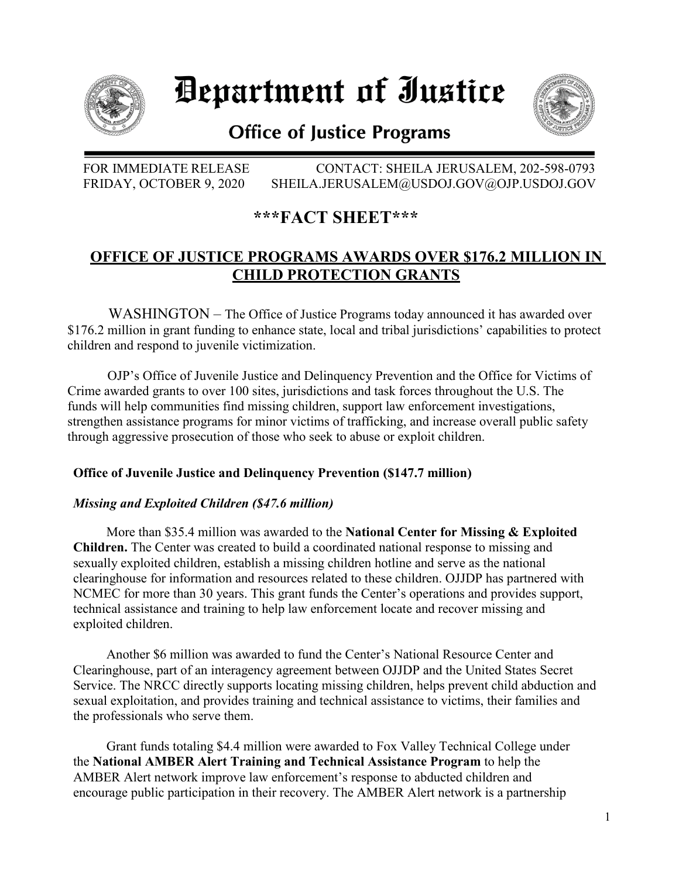# Department of Justice

## Office of Justice Programs

FOR IMMEDIATE RELEASE
FRIDAY, OCTOBER 9, 2020

CONTACT: SHEILA JERUSALEM, 202-598-0793
SHEILA.JERUSALEM@USDOJ.GOV@OJP.USDOJ.GOV

## ***FACT SHEET***

## OFFICE OF JUSTICE PROGRAMS AWARDS OVER $176.2 MILLION IN CHILD PROTECTION GRANTS

WASHINGTON – The Office of Justice Programs today announced it has awarded over $176.2 million in grant funding to enhance state, local and tribal jurisdictions' capabilities to protect children and respond to juvenile victimization.

OJP's Office of Juvenile Justice and Delinquency Prevention and the Office for Victims of Crime awarded grants to over 100 sites, jurisdictions and task forces throughout the U.S. The funds will help communities find missing children, support law enforcement investigations, strengthen assistance programs for minor victims of trafficking, and increase overall public safety through aggressive prosecution of those who seek to abuse or exploit children.

**Office of Juvenile Justice and Delinquency Prevention ($147.7 million)**

***Missing and Exploited Children ($47.6 million)***

More than $35.4 million was awarded to the **National Center for Missing & Exploited Children.** The Center was created to build a coordinated national response to missing and sexually exploited children, establish a missing children hotline and serve as the national clearinghouse for information and resources related to these children. OJJDP has partnered with NCMEC for more than 30 years. This grant funds the Center's operations and provides support, technical assistance and training to help law enforcement locate and recover missing and exploited children.

Another $6 million was awarded to fund the Center's National Resource Center and Clearinghouse, part of an interagency agreement between OJJDP and the United States Secret Service. The NRCC directly supports locating missing children, helps prevent child abduction and sexual exploitation, and provides training and technical assistance to victims, their families and the professionals who serve them.

Grant funds totaling $4.4 million were awarded to Fox Valley Technical College under the **National AMBER Alert Training and Technical Assistance Program** to help the AMBER Alert network improve law enforcement's response to abducted children and encourage public participation in their recovery. The AMBER Alert network is a partnership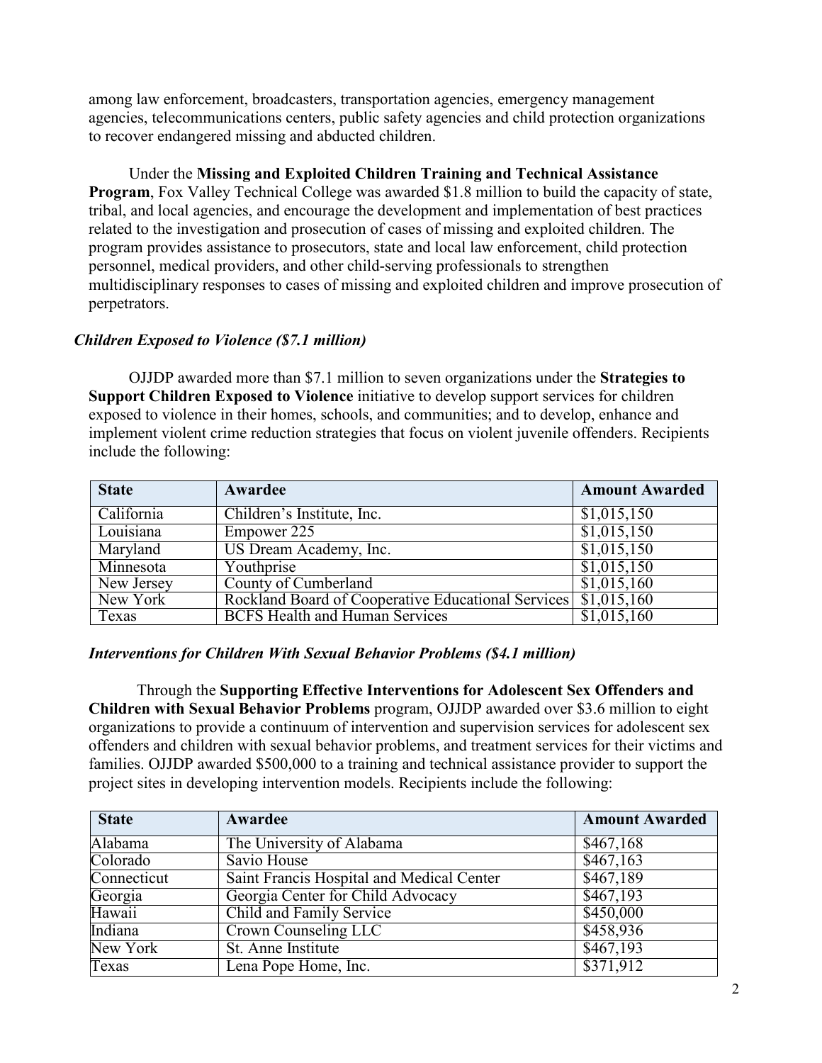among law enforcement, broadcasters, transportation agencies, emergency management agencies, telecommunications centers, public safety agencies and child protection organizations to recover endangered missing and abducted children.

Under the **Missing and Exploited Children Training and Technical Assistance Program**, Fox Valley Technical College was awarded $1.8 million to build the capacity of state, tribal, and local agencies, and encourage the development and implementation of best practices related to the investigation and prosecution of cases of missing and exploited children. The program provides assistance to prosecutors, state and local law enforcement, child protection personnel, medical providers, and other child-serving professionals to strengthen multidisciplinary responses to cases of missing and exploited children and improve prosecution of perpetrators.

***Children Exposed to Violence ($7.1 million)***

OJJDP awarded more than $7.1 million to seven organizations under the **Strategies to Support Children Exposed to Violence** initiative to develop support services for children exposed to violence in their homes, schools, and communities; and to develop, enhance and implement violent crime reduction strategies that focus on violent juvenile offenders. Recipients include the following:

| State | Awardee | Amount Awarded |
| --- | --- | --- |
| California | Children's Institute, Inc. | $1,015,150 |
| Louisiana | Empower 225 | $1,015,150 |
| Maryland | US Dream Academy, Inc. | $1,015,150 |
| Minnesota | Youthprise | $1,015,150 |
| New Jersey | County of Cumberland | $1,015,160 |
| New York | Rockland Board of Cooperative Educational Services | $1,015,160 |
| Texas | BCFS Health and Human Services | $1,015,160 |

***Interventions for Children With Sexual Behavior Problems ($4.1 million)***

Through the **Supporting Effective Interventions for Adolescent Sex Offenders and Children with Sexual Behavior Problems** program, OJJDP awarded over $3.6 million to eight organizations to provide a continuum of intervention and supervision services for adolescent sex offenders and children with sexual behavior problems, and treatment services for their victims and families. OJJDP awarded $500,000 to a training and technical assistance provider to support the project sites in developing intervention models. Recipients include the following:

| State | Awardee | Amount Awarded |
| --- | --- | --- |
| Alabama | The University of Alabama | $467,168 |
| Colorado | Savio House | $467,163 |
| Connecticut | Saint Francis Hospital and Medical Center | $467,189 |
| Georgia | Georgia Center for Child Advocacy | $467,193 |
| Hawaii | Child and Family Service | $450,000 |
| Indiana | Crown Counseling LLC | $458,936 |
| New York | St. Anne Institute | $467,193 |
| Texas | Lena Pope Home, Inc. | $371,912 |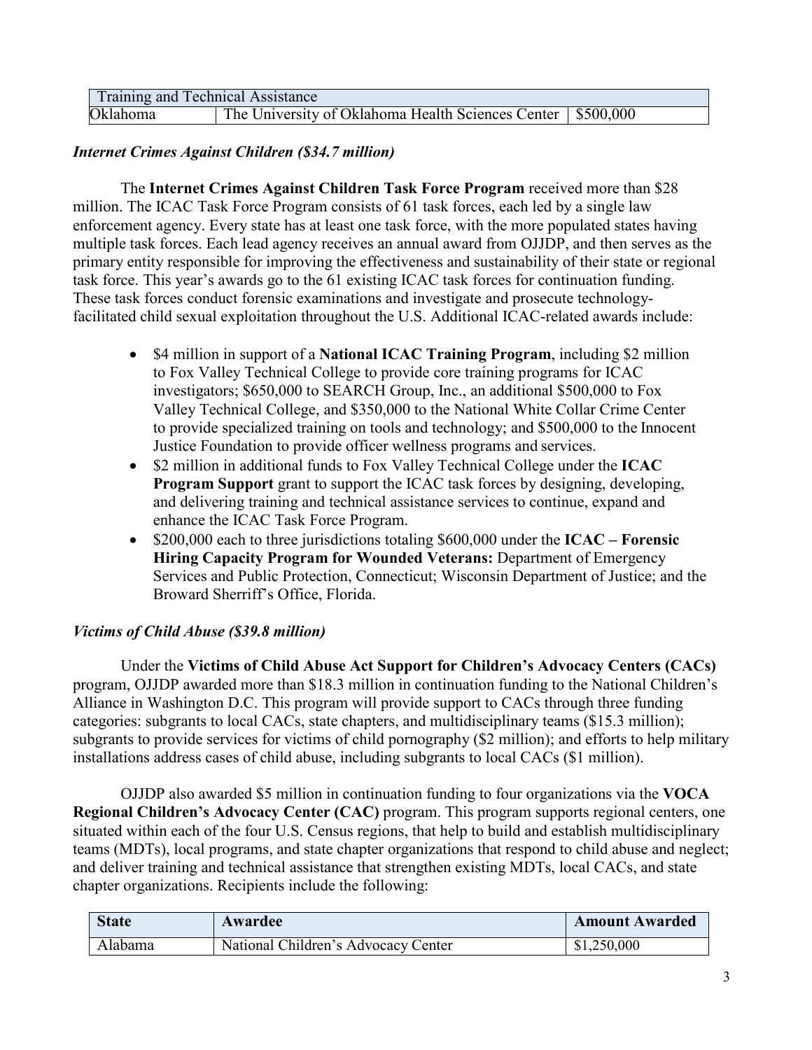| Training and Technical Assistance | | |
|---|---|---|
| Oklahoma | The University of Oklahoma Health Sciences Center | $500,000 |

### *Internet Crimes Against Children ($34.7 million)*

The **Internet Crimes Against Children Task Force Program** received more than $28 million. The ICAC Task Force Program consists of 61 task forces, each led by a single law enforcement agency. Every state has at least one task force, with the more populated states having multiple task forces. Each lead agency receives an annual award from OJJDP, and then serves as the primary entity responsible for improving the effectiveness and sustainability of their state or regional task force. This year's awards go to the 61 existing ICAC task forces for continuation funding. These task forces conduct forensic examinations and investigate and prosecute technology-facilitated child sexual exploitation throughout the U.S. Additional ICAC-related awards include:

- $4 million in support of a **National ICAC Training Program**, including $2 million to Fox Valley Technical College to provide core training programs for ICAC investigators; $650,000 to SEARCH Group, Inc., an additional $500,000 to Fox Valley Technical College, and $350,000 to the National White Collar Crime Center to provide specialized training on tools and technology; and $500,000 to the Innocent Justice Foundation to provide officer wellness programs and services.
- $2 million in additional funds to Fox Valley Technical College under the **ICAC Program Support** grant to support the ICAC task forces by designing, developing, and delivering training and technical assistance services to continue, expand and enhance the ICAC Task Force Program.
- $200,000 each to three jurisdictions totaling $600,000 under the **ICAC – Forensic Hiring Capacity Program for Wounded Veterans:** Department of Emergency Services and Public Protection, Connecticut; Wisconsin Department of Justice; and the Broward Sheriff's Office, Florida.

### *Victims of Child Abuse ($39.8 million)*

Under the **Victims of Child Abuse Act Support for Children's Advocacy Centers (CACs)** program, OJJDP awarded more than $18.3 million in continuation funding to the National Children's Alliance in Washington D.C. This program will provide support to CACs through three funding categories: subgrants to local CACs, state chapters, and multidisciplinary teams ($15.3 million); subgrants to provide services for victims of child pornography ($2 million); and efforts to help military installations address cases of child abuse, including subgrants to local CACs ($1 million).

OJJDP also awarded $5 million in continuation funding to four organizations via the **VOCA Regional Children's Advocacy Center (CAC)** program. This program supports regional centers, one situated within each of the four U.S. Census regions, that help to build and establish multidisciplinary teams (MDTs), local programs, and state chapter organizations that respond to child abuse and neglect; and deliver training and technical assistance that strengthen existing MDTs, local CACs, and state chapter organizations. Recipients include the following:

| State | Awardee | Amount Awarded |
|---|---|---|
| Alabama | National Children's Advocacy Center | $1,250,000 |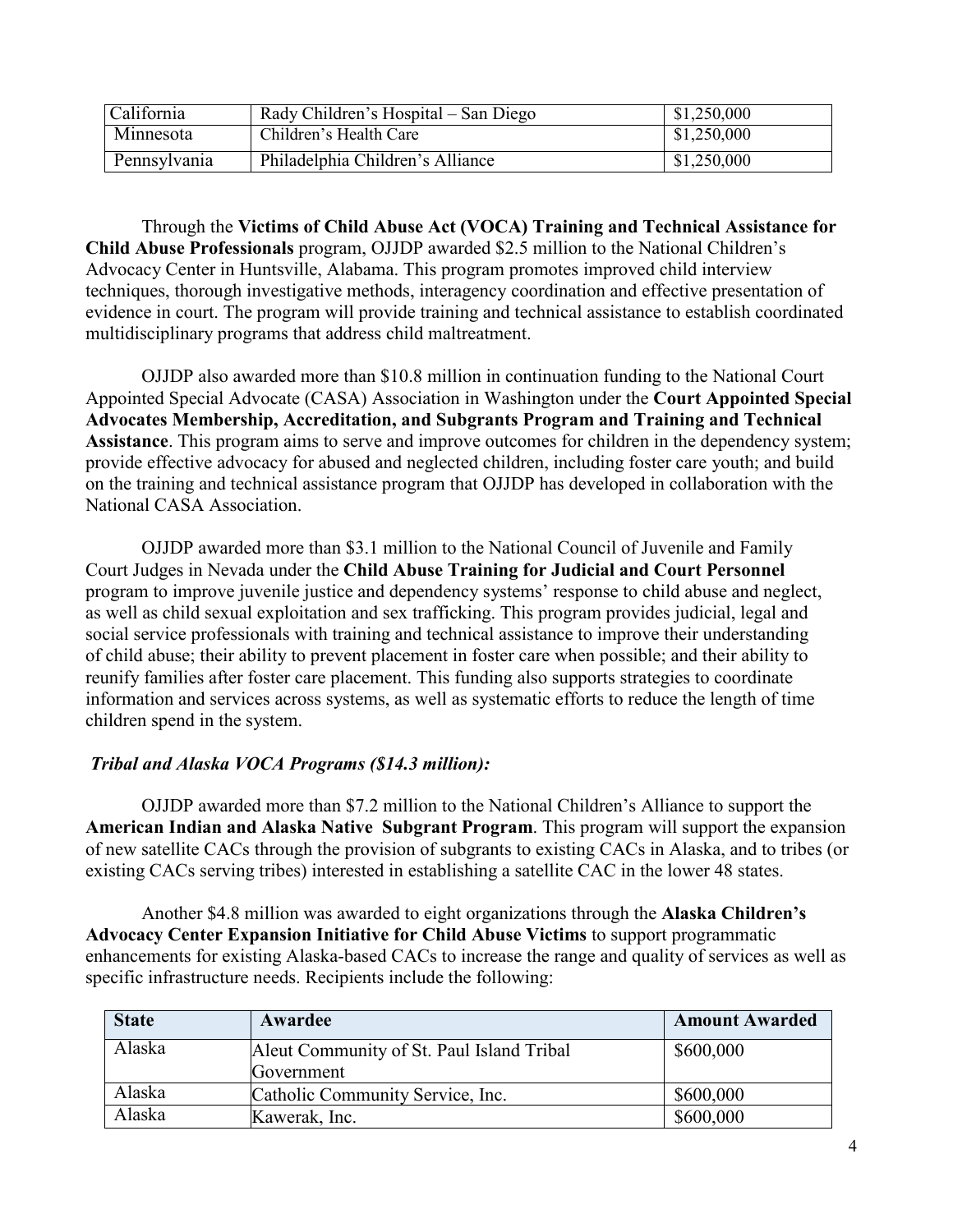| California | Rady Children's Hospital – San Diego | \$1,250,000 |
|---|---|---|
| Minnesota | Children's Health Care | \$1,250,000 |
| Pennsylvania | Philadelphia Children's Alliance | \$1,250,000 |

Through the **Victims of Child Abuse Act (VOCA) Training and Technical Assistance for Child Abuse Professionals** program, OJJDP awarded \$2.5 million to the National Children's Advocacy Center in Huntsville, Alabama. This program promotes improved child interview techniques, thorough investigative methods, interagency coordination and effective presentation of evidence in court. The program will provide training and technical assistance to establish coordinated multidisciplinary programs that address child maltreatment.

OJJDP also awarded more than \$10.8 million in continuation funding to the National Court Appointed Special Advocate (CASA) Association in Washington under the **Court Appointed Special Advocates Membership, Accreditation, and Subgrants Program and Training and Technical Assistance**. This program aims to serve and improve outcomes for children in the dependency system; provide effective advocacy for abused and neglected children, including foster care youth; and build on the training and technical assistance program that OJJDP has developed in collaboration with the National CASA Association.

OJJDP awarded more than \$3.1 million to the National Council of Juvenile and Family Court Judges in Nevada under the **Child Abuse Training for Judicial and Court Personnel** program to improve juvenile justice and dependency systems' response to child abuse and neglect, as well as child sexual exploitation and sex trafficking. This program provides judicial, legal and social service professionals with training and technical assistance to improve their understanding of child abuse; their ability to prevent placement in foster care when possible; and their ability to reunify families after foster care placement. This funding also supports strategies to coordinate information and services across systems, as well as systematic efforts to reduce the length of time children spend in the system.

***Tribal and Alaska VOCA Programs (\$14.3 million):***

OJJDP awarded more than \$7.2 million to the National Children's Alliance to support the **American Indian and Alaska Native Subgrant Program**. This program will support the expansion of new satellite CACs through the provision of subgrants to existing CACs in Alaska, and to tribes (or existing CACs serving tribes) interested in establishing a satellite CAC in the lower 48 states.

Another \$4.8 million was awarded to eight organizations through the **Alaska Children's Advocacy Center Expansion Initiative for Child Abuse Victims** to support programmatic enhancements for existing Alaska-based CACs to increase the range and quality of services as well as specific infrastructure needs. Recipients include the following:

| State | Awardee | Amount Awarded |
|---|---|---|
| Alaska | Aleut Community of St. Paul Island Tribal Government | \$600,000 |
| Alaska | Catholic Community Service, Inc. | \$600,000 |
| Alaska | Kawerak, Inc. | \$600,000 |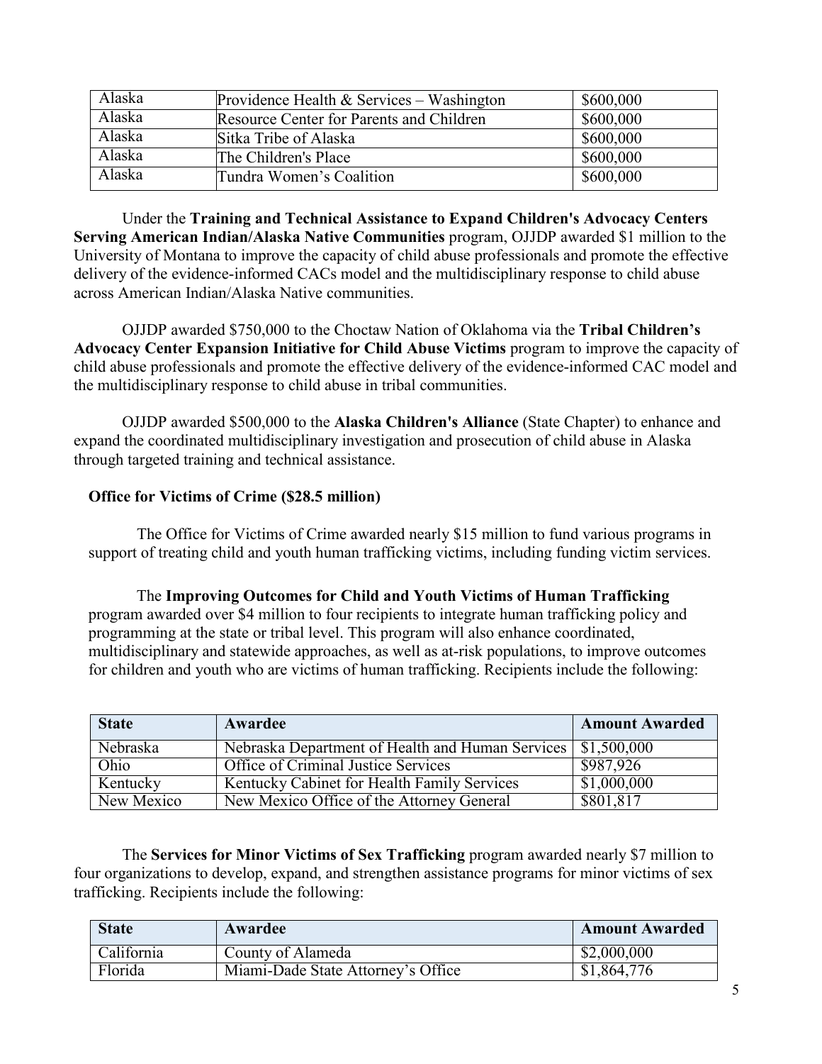| Alaska | Providence Health & Services – Washington | \$600,000 |
| --- | --- | --- |
| Alaska | Resource Center for Parents and Children | \$600,000 |
| Alaska | Sitka Tribe of Alaska | \$600,000 |
| Alaska | The Children's Place | \$600,000 |
| Alaska | Tundra Women's Coalition | \$600,000 |

Under the **Training and Technical Assistance to Expand Children's Advocacy Centers Serving American Indian/Alaska Native Communities** program, OJJDP awarded \$1 million to the University of Montana to improve the capacity of child abuse professionals and promote the effective delivery of the evidence-informed CACs model and the multidisciplinary response to child abuse across American Indian/Alaska Native communities.

OJJDP awarded \$750,000 to the Choctaw Nation of Oklahoma via the **Tribal Children's Advocacy Center Expansion Initiative for Child Abuse Victims** program to improve the capacity of child abuse professionals and promote the effective delivery of the evidence-informed CAC model and the multidisciplinary response to child abuse in tribal communities.

OJJDP awarded \$500,000 to the **Alaska Children's Alliance** (State Chapter) to enhance and expand the coordinated multidisciplinary investigation and prosecution of child abuse in Alaska through targeted training and technical assistance.

**Office for Victims of Crime (\$28.5 million)**

The Office for Victims of Crime awarded nearly \$15 million to fund various programs in support of treating child and youth human trafficking victims, including funding victim services.

The **Improving Outcomes for Child and Youth Victims of Human Trafficking** program awarded over \$4 million to four recipients to integrate human trafficking policy and programming at the state or tribal level. This program will also enhance coordinated, multidisciplinary and statewide approaches, as well as at-risk populations, to improve outcomes for children and youth who are victims of human trafficking. Recipients include the following:

| State | Awardee | Amount Awarded |
| --- | --- | --- |
| Nebraska | Nebraska Department of Health and Human Services | \$1,500,000 |
| Ohio | Office of Criminal Justice Services | \$987,926 |
| Kentucky | Kentucky Cabinet for Health Family Services | \$1,000,000 |
| New Mexico | New Mexico Office of the Attorney General | \$801,817 |

The **Services for Minor Victims of Sex Trafficking** program awarded nearly \$7 million to four organizations to develop, expand, and strengthen assistance programs for minor victims of sex trafficking. Recipients include the following:

| State | Awardee | Amount Awarded |
| --- | --- | --- |
| California | County of Alameda | \$2,000,000 |
| Florida | Miami-Dade State Attorney's Office | \$1,864,776 |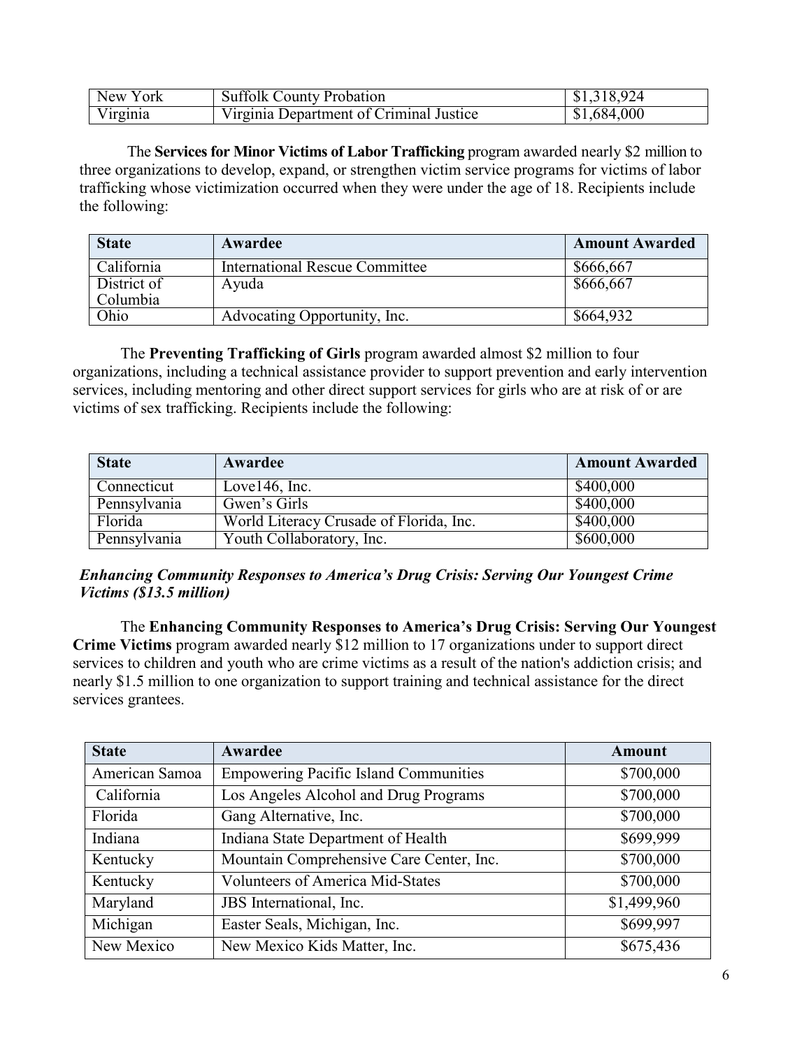| New York | Suffolk County Probation | $1,318,924 |
|---|---|---|
| Virginia | Virginia Department of Criminal Justice | $1,684,000 |

The **Services for Minor Victims of Labor Trafficking** program awarded nearly $2 million to three organizations to develop, expand, or strengthen victim service programs for victims of labor trafficking whose victimization occurred when they were under the age of 18. Recipients include the following:

| State | Awardee | Amount Awarded |
|---|---|---|
| California | International Rescue Committee | $666,667 |
| District of Columbia | Ayuda | $666,667 |
| Ohio | Advocating Opportunity, Inc. | $664,932 |

The **Preventing Trafficking of Girls** program awarded almost $2 million to four organizations, including a technical assistance provider to support prevention and early intervention services, including mentoring and other direct support services for girls who are at risk of or are victims of sex trafficking. Recipients include the following:

| State | Awardee | Amount Awarded |
|---|---|---|
| Connecticut | Love146, Inc. | $400,000 |
| Pennsylvania | Gwen's Girls | $400,000 |
| Florida | World Literacy Crusade of Florida, Inc. | $400,000 |
| Pennsylvania | Youth Collaboratory, Inc. | $600,000 |

***Enhancing Community Responses to America's Drug Crisis: Serving Our Youngest Crime Victims ($13.5 million)***

The **Enhancing Community Responses to America's Drug Crisis: Serving Our Youngest Crime Victims** program awarded nearly $12 million to 17 organizations under to support direct services to children and youth who are crime victims as a result of the nation's addiction crisis; and nearly $1.5 million to one organization to support training and technical assistance for the direct services grantees.

| State | Awardee | Amount |
|---|---|---|
| American Samoa | Empowering Pacific Island Communities | $700,000 |
| California | Los Angeles Alcohol and Drug Programs | $700,000 |
| Florida | Gang Alternative, Inc. | $700,000 |
| Indiana | Indiana State Department of Health | $699,999 |
| Kentucky | Mountain Comprehensive Care Center, Inc. | $700,000 |
| Kentucky | Volunteers of America Mid-States | $700,000 |
| Maryland | JBS International, Inc. | $1,499,960 |
| Michigan | Easter Seals, Michigan, Inc. | $699,997 |
| New Mexico | New Mexico Kids Matter, Inc. | $675,436 |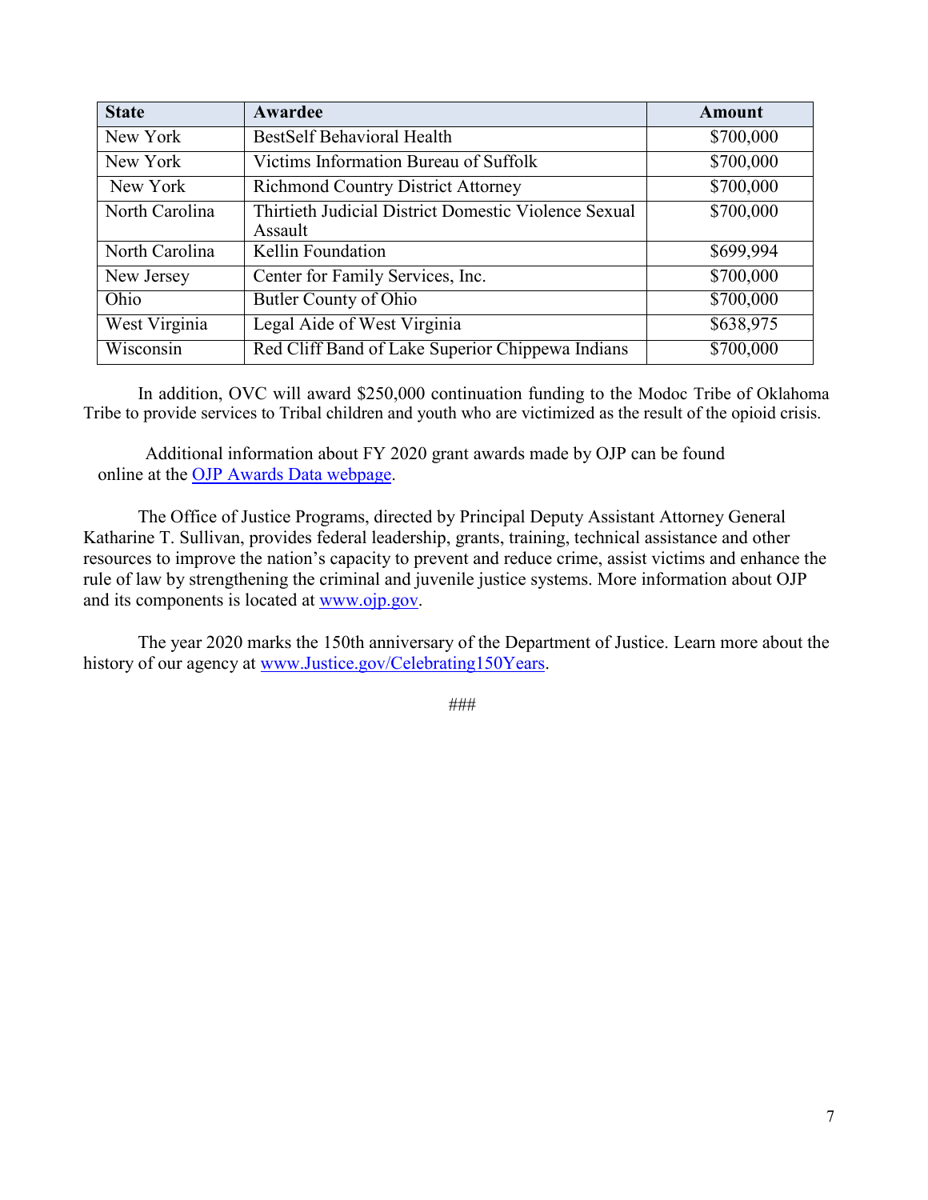| State | Awardee | Amount |
|---|---|---|
| New York | BestSelf Behavioral Health | $700,000 |
| New York | Victims Information Bureau of Suffolk | $700,000 |
| New York | Richmond Country District Attorney | $700,000 |
| North Carolina | Thirtieth Judicial District Domestic Violence Sexual Assault | $700,000 |
| North Carolina | Kellin Foundation | $699,994 |
| New Jersey | Center for Family Services, Inc. | $700,000 |
| Ohio | Butler County of Ohio | $700,000 |
| West Virginia | Legal Aide of West Virginia | $638,975 |
| Wisconsin | Red Cliff Band of Lake Superior Chippewa Indians | $700,000 |

In addition, OVC will award $250,000 continuation funding to the Modoc Tribe of Oklahoma Tribe to provide services to Tribal children and youth who are victimized as the result of the opioid crisis.

Additional information about FY 2020 grant awards made by OJP can be found online at the [OJP Awards Data webpage](OJP Awards Data webpage).

The Office of Justice Programs, directed by Principal Deputy Assistant Attorney General Katharine T. Sullivan, provides federal leadership, grants, training, technical assistance and other resources to improve the nation's capacity to prevent and reduce crime, assist victims and enhance the rule of law by strengthening the criminal and juvenile justice systems. More information about OJP and its components is located at [www.ojp.gov](www.ojp.gov).

The year 2020 marks the 150th anniversary of the Department of Justice. Learn more about the history of our agency at [www.Justice.gov/Celebrating150Years](www.Justice.gov/Celebrating150Years).

###